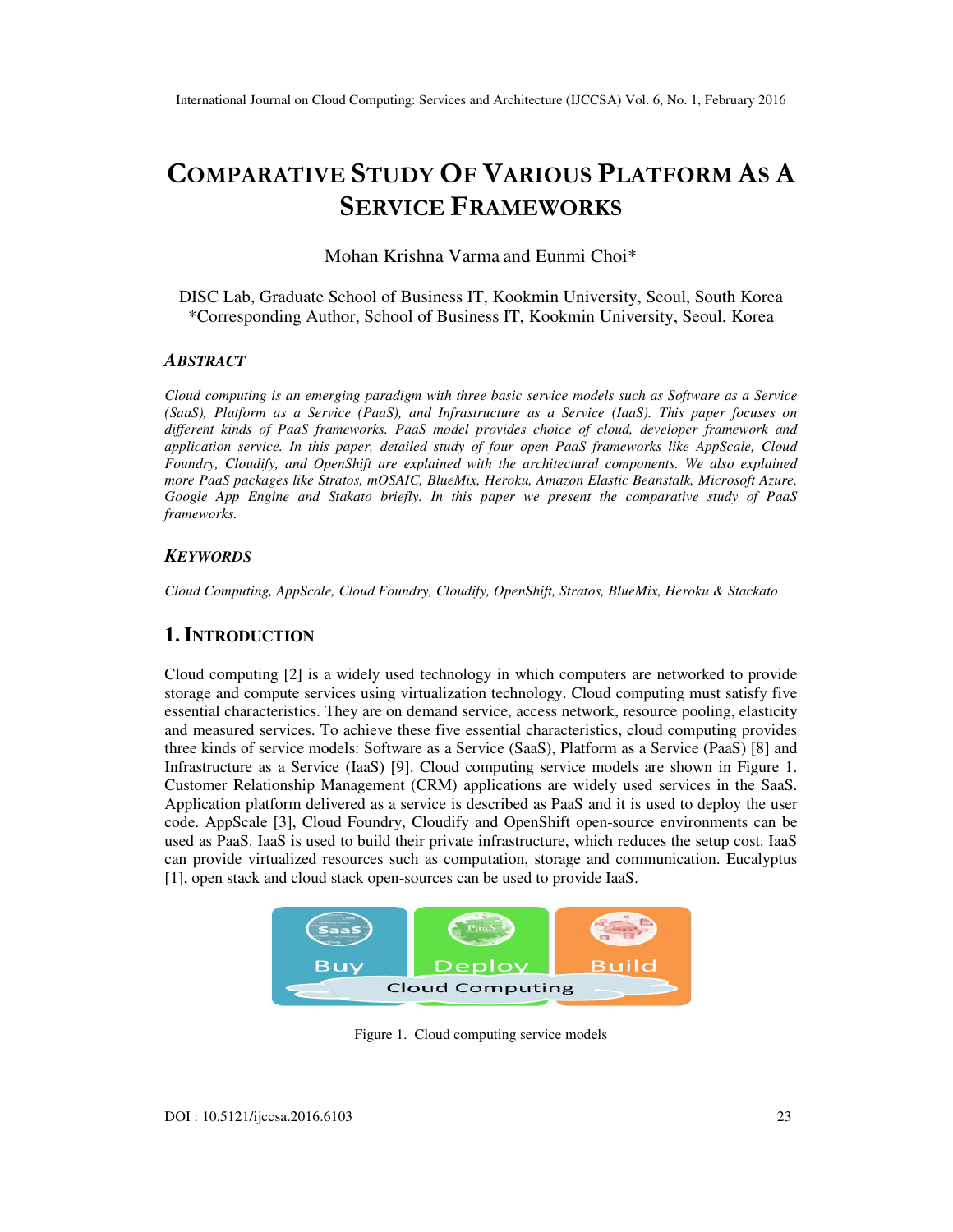# COMPARATIVE STUDY OF VARIOUS PLATFORM AS A SERVICE FRAMEWORKS

Mohan Krishna Varma and Eunmi Choi*

DISC Lab, Graduate School of Business IT, Kookmin University, Seoul, South Korea
*Corresponding Author, School of Business IT, Kookmin University, Seoul, Korea

## ABSTRACT

*Cloud computing is an emerging paradigm with three basic service models such as Software as a Service (SaaS), Platform as a Service (PaaS), and Infrastructure as a Service (IaaS). This paper focuses on different kinds of PaaS frameworks. PaaS model provides choice of cloud, developer framework and application service. In this paper, detailed study of four open PaaS frameworks like AppScale, Cloud Foundry, Cloudify, and OpenShift are explained with the architectural components. We also explained more PaaS packages like Stratos, mOSAIC, BlueMix, Heroku, Amazon Elastic Beanstalk, Microsoft Azure, Google App Engine and Stakato briefly. In this paper we present the comparative study of PaaS frameworks.*

## KEYWORDS

*Cloud Computing, AppScale, Cloud Foundry, Cloudify, OpenShift, Stratos, BlueMix, Heroku & Stackato*

## 1. INTRODUCTION

Cloud computing [2] is a widely used technology in which computers are networked to provide storage and compute services using virtualization technology. Cloud computing must satisfy five essential characteristics. They are on demand service, access network, resource pooling, elasticity and measured services. To achieve these five essential characteristics, cloud computing provides three kinds of service models: Software as a Service (SaaS), Platform as a Service (PaaS) [8] and Infrastructure as a Service (IaaS) [9]. Cloud computing service models are shown in Figure 1. Customer Relationship Management (CRM) applications are widely used services in the SaaS. Application platform delivered as a service is described as PaaS and it is used to deploy the user code. AppScale [3], Cloud Foundry, Cloudify and OpenShift open-source environments can be used as PaaS. IaaS is used to build their private infrastructure, which reduces the setup cost. IaaS can provide virtualized resources such as computation, storage and communication. Eucalyptus [1], open stack and cloud stack open-sources can be used to provide IaaS.

Figure 1. Cloud computing service models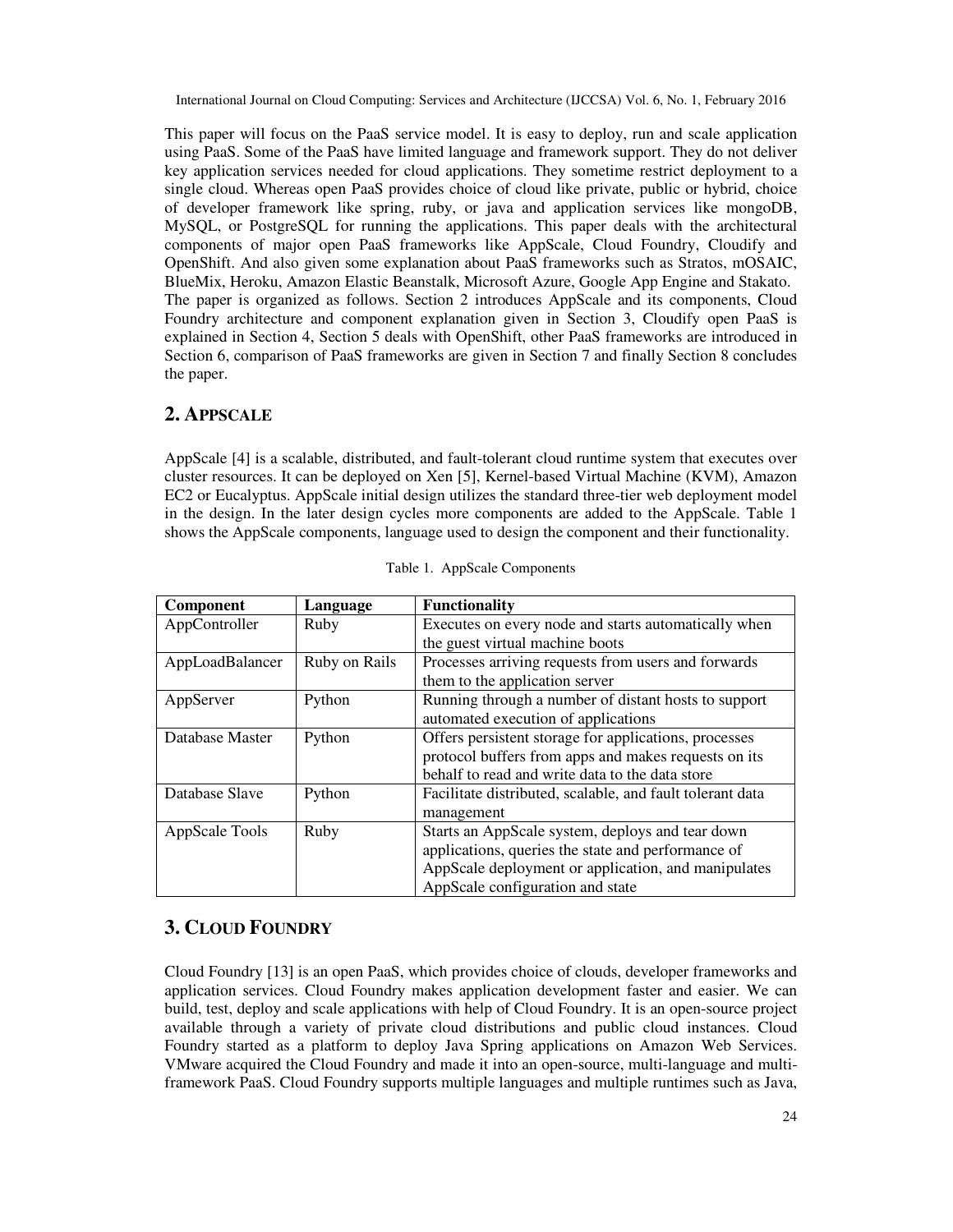This paper will focus on the PaaS service model. It is easy to deploy, run and scale application using PaaS. Some of the PaaS have limited language and framework support. They do not deliver key application services needed for cloud applications. They sometime restrict deployment to a single cloud. Whereas open PaaS provides choice of cloud like private, public or hybrid, choice of developer framework like spring, ruby, or java and application services like mongoDB, MySQL, or PostgreSQL for running the applications. This paper deals with the architectural components of major open PaaS frameworks like AppScale, Cloud Foundry, Cloudify and OpenShift. And also given some explanation about PaaS frameworks such as Stratos, mOSAIC, BlueMix, Heroku, Amazon Elastic Beanstalk, Microsoft Azure, Google App Engine and Stakato. The paper is organized as follows. Section 2 introduces AppScale and its components, Cloud Foundry architecture and component explanation given in Section 3, Cloudify open PaaS is explained in Section 4, Section 5 deals with OpenShift, other PaaS frameworks are introduced in Section 6, comparison of PaaS frameworks are given in Section 7 and finally Section 8 concludes the paper.

## 2. APPSCALE

AppScale [4] is a scalable, distributed, and fault-tolerant cloud runtime system that executes over cluster resources. It can be deployed on Xen [5], Kernel-based Virtual Machine (KVM), Amazon EC2 or Eucalyptus. AppScale initial design utilizes the standard three-tier web deployment model in the design. In the later design cycles more components are added to the AppScale. Table 1 shows the AppScale components, language used to design the component and their functionality.

Table 1. AppScale Components

| Component | Language | Functionality |
|---|---|---|
| AppController | Ruby | Executes on every node and starts automatically when the guest virtual machine boots |
| AppLoadBalancer | Ruby on Rails | Processes arriving requests from users and forwards them to the application server |
| AppServer | Python | Running through a number of distant hosts to support automated execution of applications |
| Database Master | Python | Offers persistent storage for applications, processes protocol buffers from apps and makes requests on its behalf to read and write data to the data store |
| Database Slave | Python | Facilitate distributed, scalable, and fault tolerant data management |
| AppScale Tools | Ruby | Starts an AppScale system, deploys and tear down applications, queries the state and performance of AppScale deployment or application, and manipulates AppScale configuration and state |

## 3. CLOUD FOUNDRY

Cloud Foundry [13] is an open PaaS, which provides choice of clouds, developer frameworks and application services. Cloud Foundry makes application development faster and easier. We can build, test, deploy and scale applications with help of Cloud Foundry. It is an open-source project available through a variety of private cloud distributions and public cloud instances. Cloud Foundry started as a platform to deploy Java Spring applications on Amazon Web Services. VMware acquired the Cloud Foundry and made it into an open-source, multi-language and multi-framework PaaS. Cloud Foundry supports multiple languages and multiple runtimes such as Java,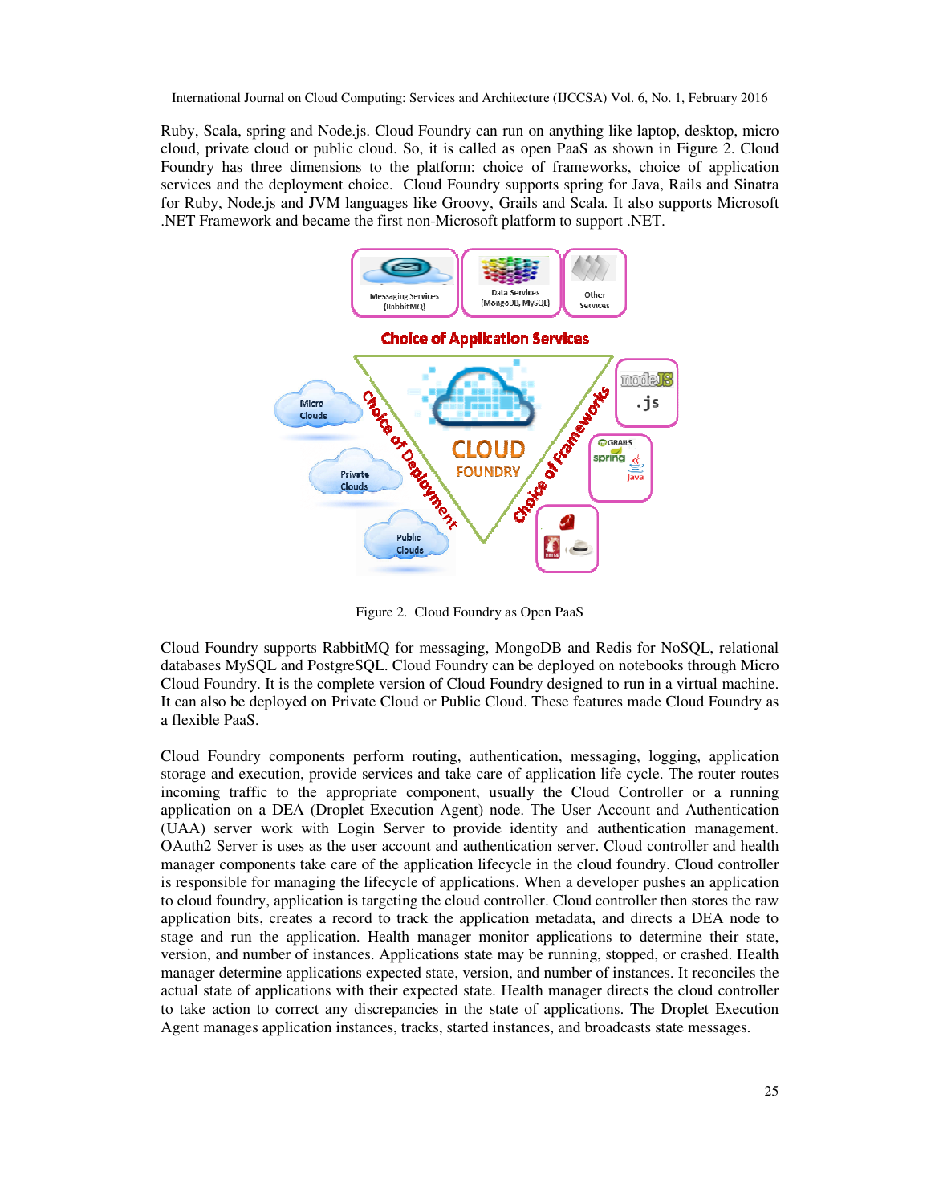Ruby, Scala, spring and Node.js. Cloud Foundry can run on anything like laptop, desktop, micro cloud, private cloud or public cloud. So, it is called as open PaaS as shown in Figure 2. Cloud Foundry has three dimensions to the platform: choice of frameworks, choice of application services and the deployment choice. Cloud Foundry supports spring for Java, Rails and Sinatra for Ruby, Node.js and JVM languages like Groovy, Grails and Scala. It also supports Microsoft .NET Framework and became the first non-Microsoft platform to support .NET.

Messaging Services (RabbitMQ)
Data Services (MongoDB, MySQL)
Other Services
Choice of Application Services
Micro Clouds
Private Clouds
Public Clouds
Choice of Deployment
CLOUD FOUNDRY
Choice of Frameworks
nodeJS .js
GRAILS spring java

Figure 2. Cloud Foundry as Open PaaS

Cloud Foundry supports RabbitMQ for messaging, MongoDB and Redis for NoSQL, relational databases MySQL and PostgreSQL. Cloud Foundry can be deployed on notebooks through Micro Cloud Foundry. It is the complete version of Cloud Foundry designed to run in a virtual machine. It can also be deployed on Private Cloud or Public Cloud. These features made Cloud Foundry as a flexible PaaS.

Cloud Foundry components perform routing, authentication, messaging, logging, application storage and execution, provide services and take care of application life cycle. The router routes incoming traffic to the appropriate component, usually the Cloud Controller or a running application on a DEA (Droplet Execution Agent) node. The User Account and Authentication (UAA) server work with Login Server to provide identity and authentication management. OAuth2 Server is uses as the user account and authentication server. Cloud controller and health manager components take care of the application lifecycle in the cloud foundry. Cloud controller is responsible for managing the lifecycle of applications. When a developer pushes an application to cloud foundry, application is targeting the cloud controller. Cloud controller then stores the raw application bits, creates a record to track the application metadata, and directs a DEA node to stage and run the application. Health manager monitor applications to determine their state, version, and number of instances. Applications state may be running, stopped, or crashed. Health manager determine applications expected state, version, and number of instances. It reconciles the actual state of applications with their expected state. Health manager directs the cloud controller to take action to correct any discrepancies in the state of applications. The Droplet Execution Agent manages application instances, tracks, started instances, and broadcasts state messages.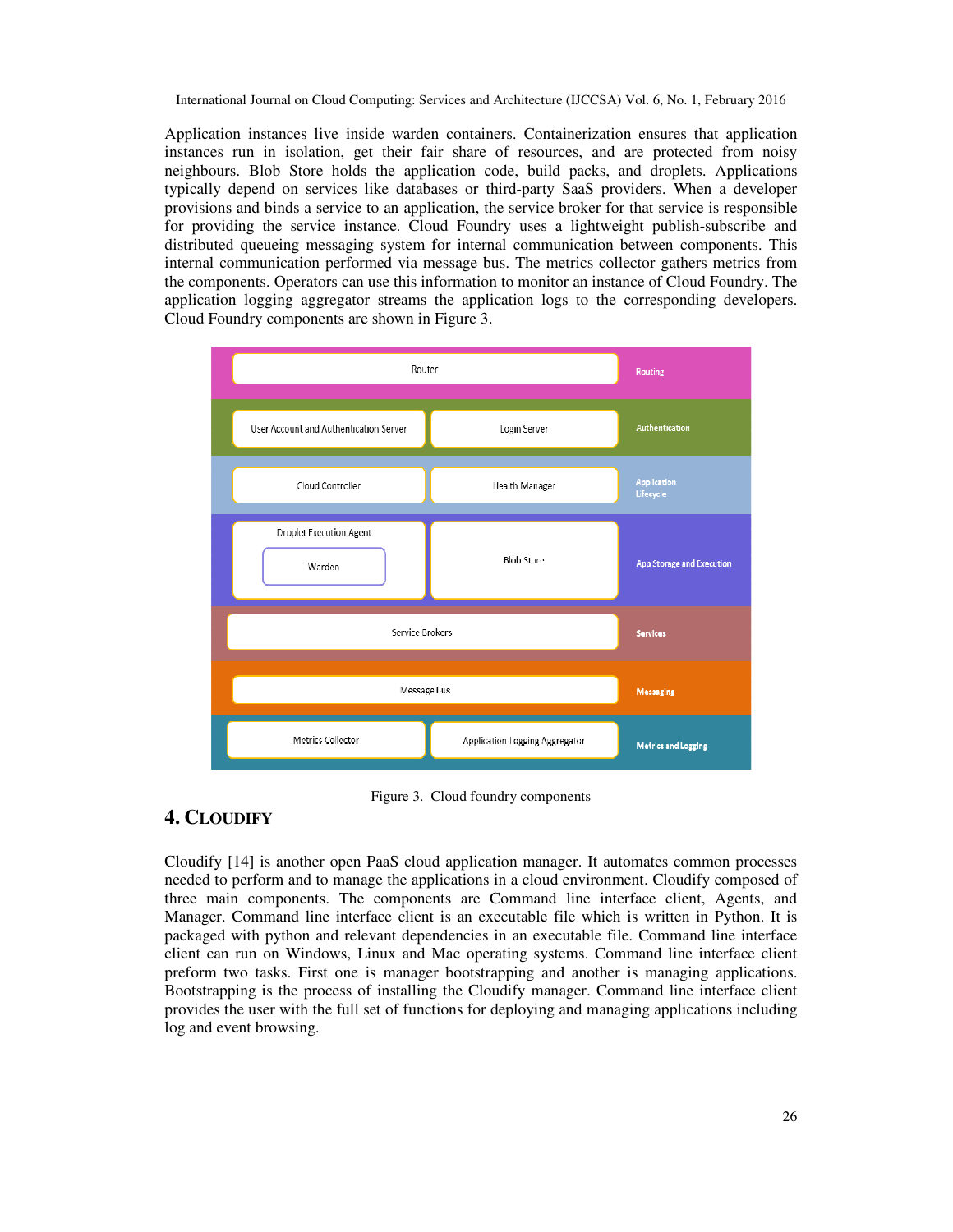Application instances live inside warden containers. Containerization ensures that application instances run in isolation, get their fair share of resources, and are protected from noisy neighbours. Blob Store holds the application code, build packs, and droplets. Applications typically depend on services like databases or third-party SaaS providers. When a developer provisions and binds a service to an application, the service broker for that service is responsible for providing the service instance. Cloud Foundry uses a lightweight publish-subscribe and distributed queueing messaging system for internal communication between components. This internal communication performed via message bus. The metrics collector gathers metrics from the components. Operators can use this information to monitor an instance of Cloud Foundry. The application logging aggregator streams the application logs to the corresponding developers. Cloud Foundry components are shown in Figure 3.

| Components | | Layer |
|---|---|---|
| Router | | Routing |
| User Account and Authentication Server | Login Server | Authentication |
| Cloud Controller | Health Manager | Application Lifecycle |
| Droplet Execution Agent (Warden) | Blob Store | App Storage and Execution |
| Service Brokers | | Services |
| Message Bus | | Messaging |
| Metrics Collector | Application Logging Aggregator | Metrics and Logging |

Figure 3. Cloud foundry components

## 4. CLOUDIFY

Cloudify [14] is another open PaaS cloud application manager. It automates common processes needed to perform and to manage the applications in a cloud environment. Cloudify composed of three main components. The components are Command line interface client, Agents, and Manager. Command line interface client is an executable file which is written in Python. It is packaged with python and relevant dependencies in an executable file. Command line interface client can run on Windows, Linux and Mac operating systems. Command line interface client preform two tasks. First one is manager bootstrapping and another is managing applications. Bootstrapping is the process of installing the Cloudify manager. Command line interface client provides the user with the full set of functions for deploying and managing applications including log and event browsing.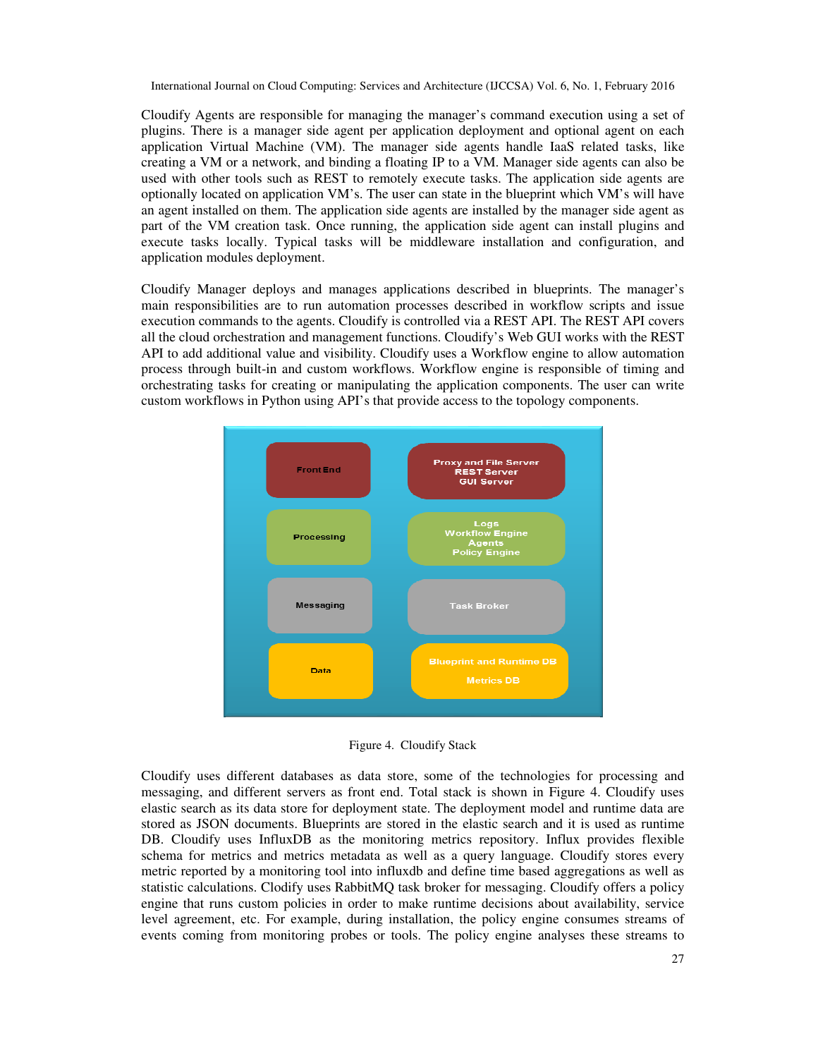Cloudify Agents are responsible for managing the manager's command execution using a set of plugins. There is a manager side agent per application deployment and optional agent on each application Virtual Machine (VM). The manager side agents handle IaaS related tasks, like creating a VM or a network, and binding a floating IP to a VM. Manager side agents can also be used with other tools such as REST to remotely execute tasks. The application side agents are optionally located on application VM's. The user can state in the blueprint which VM's will have an agent installed on them. The application side agents are installed by the manager side agent as part of the VM creation task. Once running, the application side agent can install plugins and execute tasks locally. Typical tasks will be middleware installation and configuration, and application modules deployment.

Cloudify Manager deploys and manages applications described in blueprints. The manager's main responsibilities are to run automation processes described in workflow scripts and issue execution commands to the agents. Cloudify is controlled via a REST API. The REST API covers all the cloud orchestration and management functions. Cloudify's Web GUI works with the REST API to add additional value and visibility. Cloudify uses a Workflow engine to allow automation process through built-in and custom workflows. Workflow engine is responsible of timing and orchestrating tasks for creating or manipulating the application components. The user can write custom workflows in Python using API's that provide access to the topology components.

Front End

Proxy and File Server
REST Server
GUI Server

Processing

Logs
Workflow Engine
Agents
Policy Engine

Messaging

Task Broker

Data

Blueprint and Runtime DB
Metrics DB

Figure 4. Cloudify Stack

Cloudify uses different databases as data store, some of the technologies for processing and messaging, and different servers as front end. Total stack is shown in Figure 4. Cloudify uses elastic search as its data store for deployment state. The deployment model and runtime data are stored as JSON documents. Blueprints are stored in the elastic search and it is used as runtime DB. Cloudify uses InfluxDB as the monitoring metrics repository. Influx provides flexible schema for metrics and metrics metadata as well as a query language. Cloudify stores every metric reported by a monitoring tool into influxdb and define time based aggregations as well as statistic calculations. Clodify uses RabbitMQ task broker for messaging. Cloudify offers a policy engine that runs custom policies in order to make runtime decisions about availability, service level agreement, etc. For example, during installation, the policy engine consumes streams of events coming from monitoring probes or tools. The policy engine analyses these streams to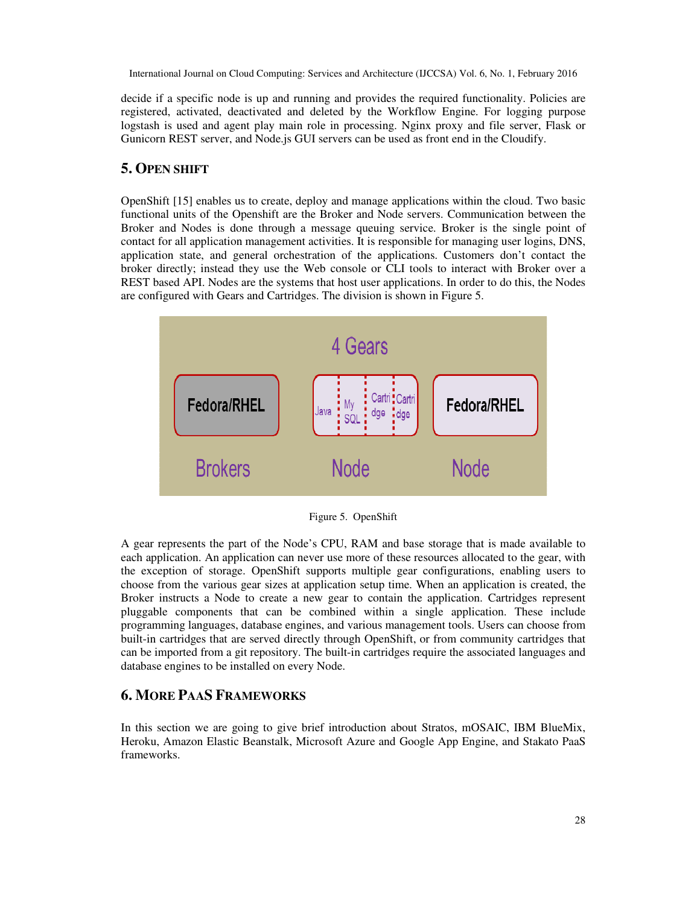decide if a specific node is up and running and provides the required functionality. Policies are registered, activated, deactivated and deleted by the Workflow Engine. For logging purpose logstash is used and agent play main role in processing. Nginx proxy and file server, Flask or Gunicorn REST server, and Node.js GUI servers can be used as front end in the Cloudify.

## 5. OPEN SHIFT

OpenShift [15] enables us to create, deploy and manage applications within the cloud. Two basic functional units of the Openshift are the Broker and Node servers. Communication between the Broker and Nodes is done through a message queuing service. Broker is the single point of contact for all application management activities. It is responsible for managing user logins, DNS, application state, and general orchestration of the applications. Customers don't contact the broker directly; instead they use the Web console or CLI tools to interact with Broker over a REST based API. Nodes are the systems that host user applications. In order to do this, the Nodes are configured with Gears and Cartridges. The division is shown in Figure 5.

Figure 5. OpenShift

A gear represents the part of the Node's CPU, RAM and base storage that is made available to each application. An application can never use more of these resources allocated to the gear, with the exception of storage. OpenShift supports multiple gear configurations, enabling users to choose from the various gear sizes at application setup time. When an application is created, the Broker instructs a Node to create a new gear to contain the application. Cartridges represent pluggable components that can be combined within a single application. These include programming languages, database engines, and various management tools. Users can choose from built-in cartridges that are served directly through OpenShift, or from community cartridges that can be imported from a git repository. The built-in cartridges require the associated languages and database engines to be installed on every Node.

## 6. MORE PAAS FRAMEWORKS

In this section we are going to give brief introduction about Stratos, mOSAIC, IBM BlueMix, Heroku, Amazon Elastic Beanstalk, Microsoft Azure and Google App Engine, and Stakato PaaS frameworks.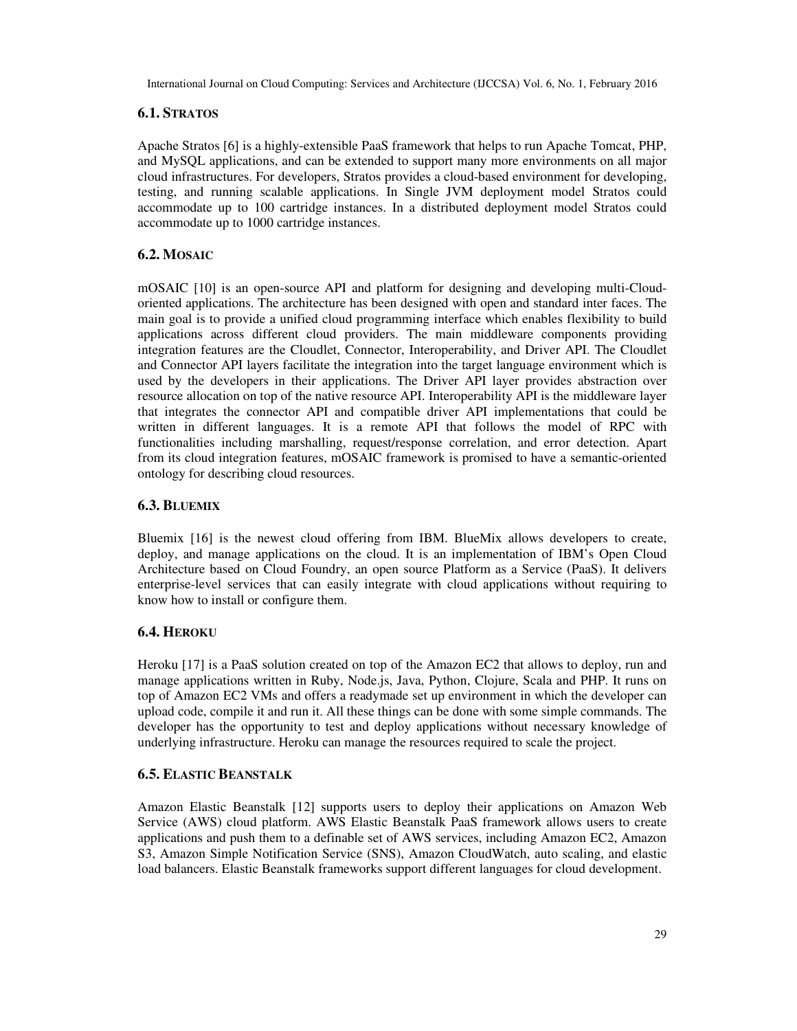### 6.1. STRATOS

Apache Stratos [6] is a highly-extensible PaaS framework that helps to run Apache Tomcat, PHP, and MySQL applications, and can be extended to support many more environments on all major cloud infrastructures. For developers, Stratos provides a cloud-based environment for developing, testing, and running scalable applications. In Single JVM deployment model Stratos could accommodate up to 100 cartridge instances. In a distributed deployment model Stratos could accommodate up to 1000 cartridge instances.

### 6.2. MOSAIC

mOSAIC [10] is an open-source API and platform for designing and developing multi-Cloud-oriented applications. The architecture has been designed with open and standard inter faces. The main goal is to provide a unified cloud programming interface which enables flexibility to build applications across different cloud providers. The main middleware components providing integration features are the Cloudlet, Connector, Interoperability, and Driver API. The Cloudlet and Connector API layers facilitate the integration into the target language environment which is used by the developers in their applications. The Driver API layer provides abstraction over resource allocation on top of the native resource API. Interoperability API is the middleware layer that integrates the connector API and compatible driver API implementations that could be written in different languages. It is a remote API that follows the model of RPC with functionalities including marshalling, request/response correlation, and error detection. Apart from its cloud integration features, mOSAIC framework is promised to have a semantic-oriented ontology for describing cloud resources.

### 6.3. BLUEMIX

Bluemix [16] is the newest cloud offering from IBM. BlueMix allows developers to create, deploy, and manage applications on the cloud. It is an implementation of IBM's Open Cloud Architecture based on Cloud Foundry, an open source Platform as a Service (PaaS). It delivers enterprise-level services that can easily integrate with cloud applications without requiring to know how to install or configure them.

### 6.4. HEROKU

Heroku [17] is a PaaS solution created on top of the Amazon EC2 that allows to deploy, run and manage applications written in Ruby, Node.js, Java, Python, Clojure, Scala and PHP. It runs on top of Amazon EC2 VMs and offers a readymade set up environment in which the developer can upload code, compile it and run it. All these things can be done with some simple commands. The developer has the opportunity to test and deploy applications without necessary knowledge of underlying infrastructure. Heroku can manage the resources required to scale the project.

### 6.5. ELASTIC BEANSTALK

Amazon Elastic Beanstalk [12] supports users to deploy their applications on Amazon Web Service (AWS) cloud platform. AWS Elastic Beanstalk PaaS framework allows users to create applications and push them to a definable set of AWS services, including Amazon EC2, Amazon S3, Amazon Simple Notification Service (SNS), Amazon CloudWatch, auto scaling, and elastic load balancers. Elastic Beanstalk frameworks support different languages for cloud development.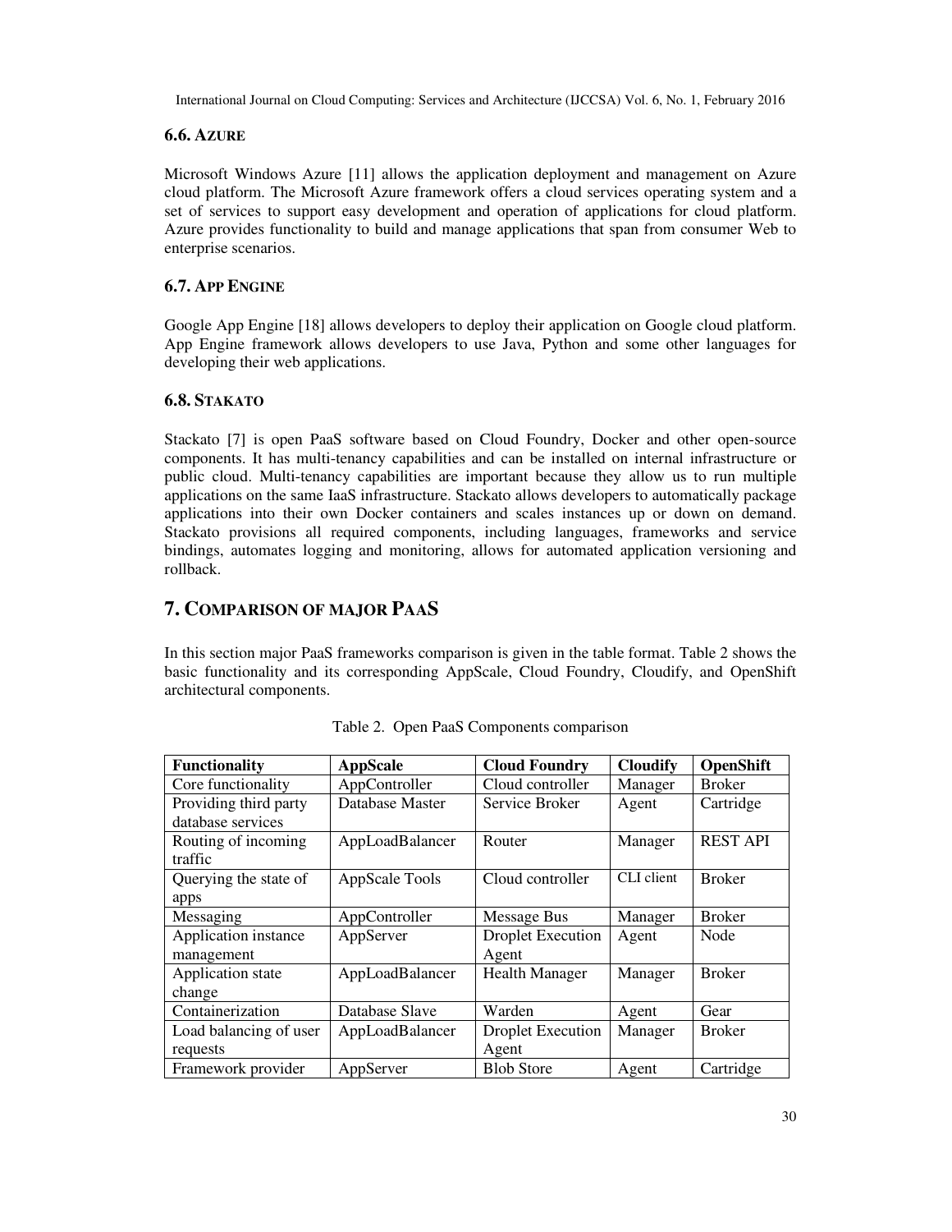### 6.6. AZURE

Microsoft Windows Azure [11] allows the application deployment and management on Azure cloud platform. The Microsoft Azure framework offers a cloud services operating system and a set of services to support easy development and operation of applications for cloud platform. Azure provides functionality to build and manage applications that span from consumer Web to enterprise scenarios.

### 6.7. APP ENGINE

Google App Engine [18] allows developers to deploy their application on Google cloud platform. App Engine framework allows developers to use Java, Python and some other languages for developing their web applications.

### 6.8. STAKATO

Stackato [7] is open PaaS software based on Cloud Foundry, Docker and other open-source components. It has multi-tenancy capabilities and can be installed on internal infrastructure or public cloud. Multi-tenancy capabilities are important because they allow us to run multiple applications on the same IaaS infrastructure. Stackato allows developers to automatically package applications into their own Docker containers and scales instances up or down on demand. Stackato provisions all required components, including languages, frameworks and service bindings, automates logging and monitoring, allows for automated application versioning and rollback.

## 7. COMPARISON OF MAJOR PAAS

In this section major PaaS frameworks comparison is given in the table format. Table 2 shows the basic functionality and its corresponding AppScale, Cloud Foundry, Cloudify, and OpenShift architectural components.

Table 2. Open PaaS Components comparison

| Functionality | AppScale | Cloud Foundry | Cloudify | OpenShift |
|---|---|---|---|---|
| Core functionality | AppController | Cloud controller | Manager | Broker |
| Providing third party database services | Database Master | Service Broker | Agent | Cartridge |
| Routing of incoming traffic | AppLoadBalancer | Router | Manager | REST API |
| Querying the state of apps | AppScale Tools | Cloud controller | CLI client | Broker |
| Messaging | AppController | Message Bus | Manager | Broker |
| Application instance management | AppServer | Droplet Execution Agent | Agent | Node |
| Application state change | AppLoadBalancer | Health Manager | Manager | Broker |
| Containerization | Database Slave | Warden | Agent | Gear |
| Load balancing of user requests | AppLoadBalancer | Droplet Execution Agent | Manager | Broker |
| Framework provider | AppServer | Blob Store | Agent | Cartridge |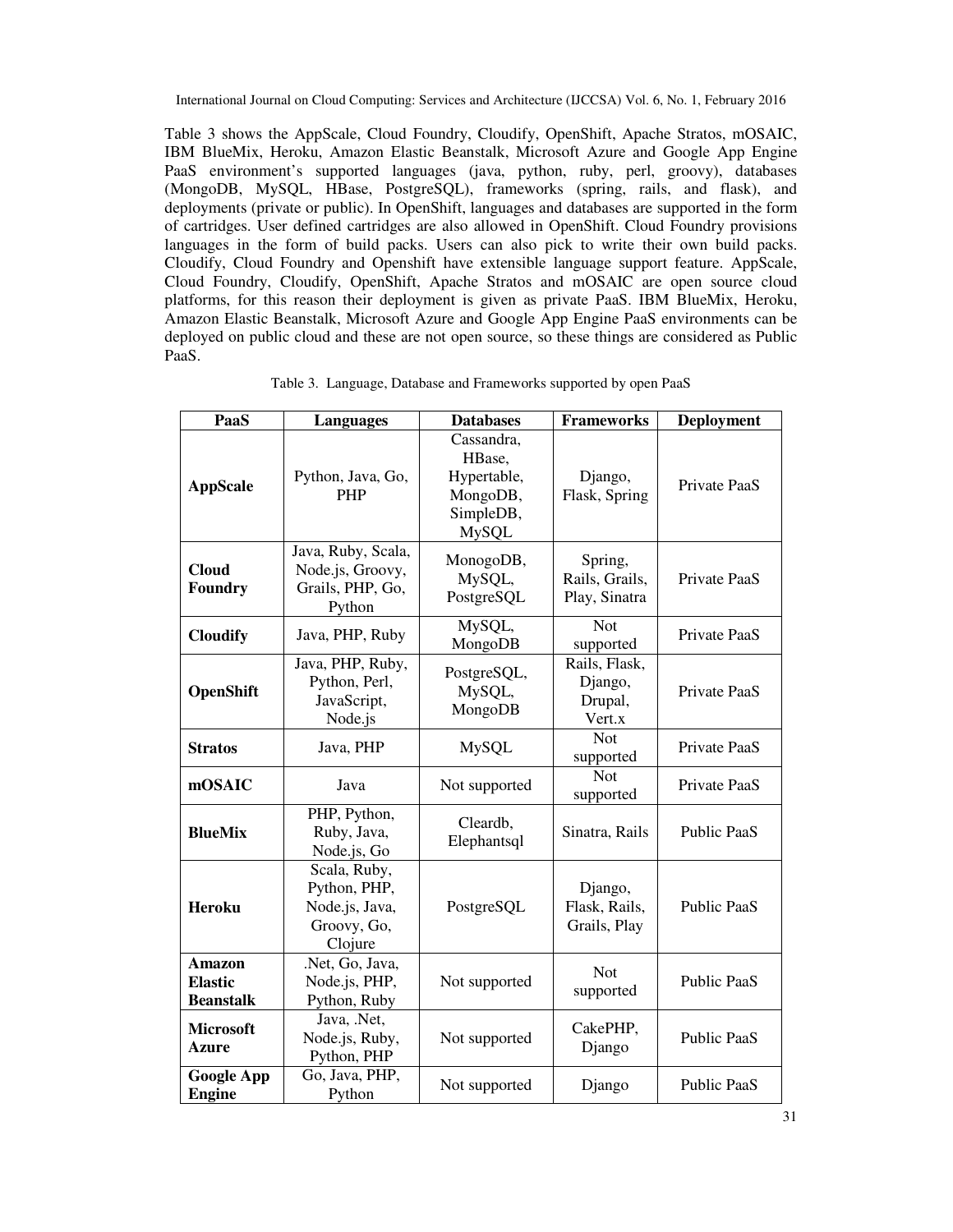Table 3 shows the AppScale, Cloud Foundry, Cloudify, OpenShift, Apache Stratos, mOSAIC, IBM BlueMix, Heroku, Amazon Elastic Beanstalk, Microsoft Azure and Google App Engine PaaS environment's supported languages (java, python, ruby, perl, groovy), databases (MongoDB, MySQL, HBase, PostgreSQL), frameworks (spring, rails, and flask), and deployments (private or public). In OpenShift, languages and databases are supported in the form of cartridges. User defined cartridges are also allowed in OpenShift. Cloud Foundry provisions languages in the form of build packs. Users can also pick to write their own build packs. Cloudify, Cloud Foundry and Openshift have extensible language support feature. AppScale, Cloud Foundry, Cloudify, OpenShift, Apache Stratos and mOSAIC are open source cloud platforms, for this reason their deployment is given as private PaaS. IBM BlueMix, Heroku, Amazon Elastic Beanstalk, Microsoft Azure and Google App Engine PaaS environments can be deployed on public cloud and these are not open source, so these things are considered as Public PaaS.

Table 3. Language, Database and Frameworks supported by open PaaS

| PaaS | Languages | Databases | Frameworks | Deployment |
|---|---|---|---|---|
| **AppScale** | Python, Java, Go, PHP | Cassandra, HBase, Hypertable, MongoDB, SimpleDB, MySQL | Django, Flask, Spring | Private PaaS |
| **Cloud Foundry** | Java, Ruby, Scala, Node.js, Groovy, Grails, PHP, Go, Python | MonogoDB, MySQL, PostgreSQL | Spring, Rails, Grails, Play, Sinatra | Private PaaS |
| **Cloudify** | Java, PHP, Ruby | MySQL, MongoDB | Not supported | Private PaaS |
| **OpenShift** | Java, PHP, Ruby, Python, Perl, JavaScript, Node.js | PostgreSQL, MySQL, MongoDB | Rails, Flask, Django, Drupal, Vert.x | Private PaaS |
| **Stratos** | Java, PHP | MySQL | Not supported | Private PaaS |
| **mOSAIC** | Java | Not supported | Not supported | Private PaaS |
| **BlueMix** | PHP, Python, Ruby, Java, Node.js, Go | Cleardb, Elephantsql | Sinatra, Rails | Public PaaS |
| **Heroku** | Scala, Ruby, Python, PHP, Node.js, Java, Groovy, Go, Clojure | PostgreSQL | Django, Flask, Rails, Grails, Play | Public PaaS |
| **Amazon Elastic Beanstalk** | .Net, Go, Java, Node.js, PHP, Python, Ruby | Not supported | Not supported | Public PaaS |
| **Microsoft Azure** | Java, .Net, Node.js, Ruby, Python, PHP | Not supported | CakePHP, Django | Public PaaS |
| **Google App Engine** | Go, Java, PHP, Python | Not supported | Django | Public PaaS |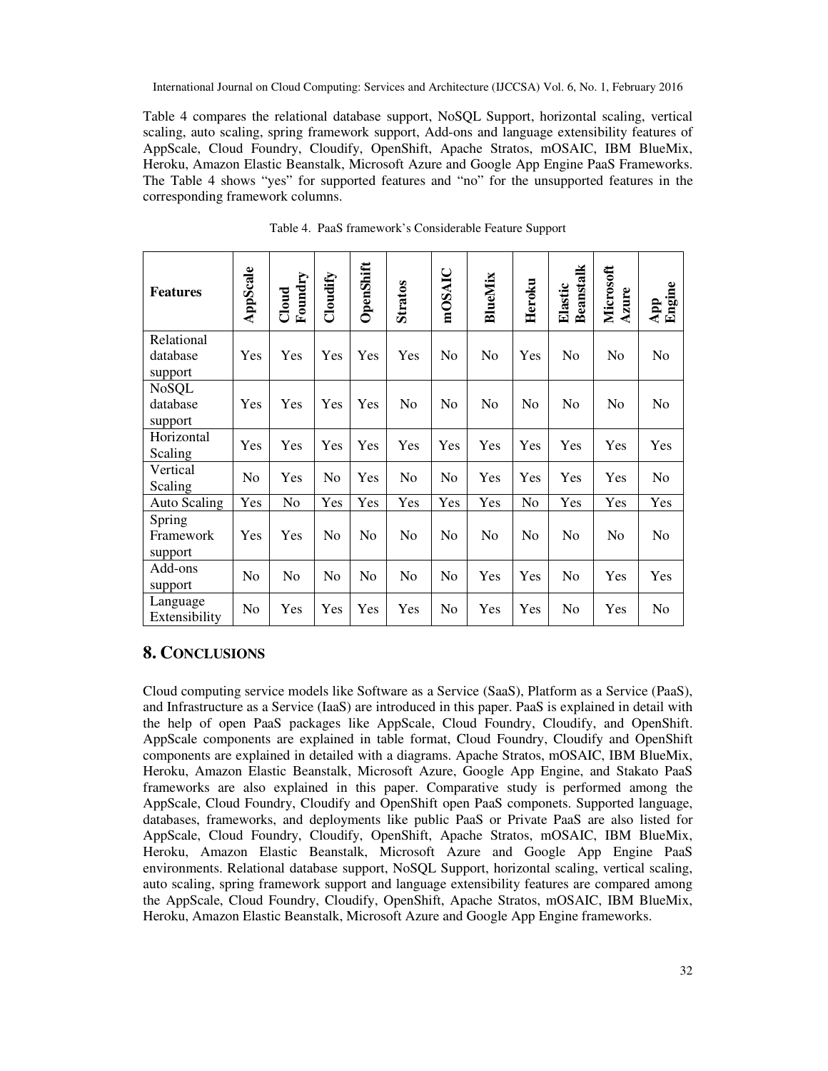Table 4 compares the relational database support, NoSQL Support, horizontal scaling, vertical scaling, auto scaling, spring framework support, Add-ons and language extensibility features of AppScale, Cloud Foundry, Cloudify, OpenShift, Apache Stratos, mOSAIC, IBM BlueMix, Heroku, Amazon Elastic Beanstalk, Microsoft Azure and Google App Engine PaaS Frameworks. The Table 4 shows "yes" for supported features and "no" for the unsupported features in the corresponding framework columns.

Table 4. PaaS framework's Considerable Feature Support

| **Features** | **AppScale** | **Cloud Foundry** | **Cloudify** | **OpenShift** | **Stratos** | **mOSAIC** | **BlueMix** | **Heroku** | **Elastic Beanstalk** | **Microsoft Azure** | **App Engine** |
|---|---|---|---|---|---|---|---|---|---|---|---|
| Relational database support | Yes | Yes | Yes | Yes | Yes | No | No | Yes | No | No | No |
| NoSQL database support | Yes | Yes | Yes | Yes | No | No | No | No | No | No | No |
| Horizontal Scaling | Yes | Yes | Yes | Yes | Yes | Yes | Yes | Yes | Yes | Yes | Yes |
| Vertical Scaling | No | Yes | No | Yes | No | No | Yes | Yes | Yes | Yes | No |
| Auto Scaling | Yes | No | Yes | Yes | Yes | Yes | Yes | No | Yes | Yes | Yes |
| Spring Framework support | Yes | Yes | No | No | No | No | No | No | No | No | No |
| Add-ons support | No | No | No | No | No | No | Yes | Yes | No | Yes | Yes |
| Language Extensibility | No | Yes | Yes | Yes | Yes | No | Yes | Yes | No | Yes | No |

## 8. Conclusions

Cloud computing service models like Software as a Service (SaaS), Platform as a Service (PaaS), and Infrastructure as a Service (IaaS) are introduced in this paper. PaaS is explained in detail with the help of open PaaS packages like AppScale, Cloud Foundry, Cloudify, and OpenShift. AppScale components are explained in table format, Cloud Foundry, Cloudify and OpenShift components are explained in detailed with a diagrams. Apache Stratos, mOSAIC, IBM BlueMix, Heroku, Amazon Elastic Beanstalk, Microsoft Azure, Google App Engine, and Stakato PaaS frameworks are also explained in this paper. Comparative study is performed among the AppScale, Cloud Foundry, Cloudify and OpenShift open PaaS componets. Supported language, databases, frameworks, and deployments like public PaaS or Private PaaS are also listed for AppScale, Cloud Foundry, Cloudify, OpenShift, Apache Stratos, mOSAIC, IBM BlueMix, Heroku, Amazon Elastic Beanstalk, Microsoft Azure and Google App Engine PaaS environments. Relational database support, NoSQL Support, horizontal scaling, vertical scaling, auto scaling, spring framework support and language extensibility features are compared among the AppScale, Cloud Foundry, Cloudify, OpenShift, Apache Stratos, mOSAIC, IBM BlueMix, Heroku, Amazon Elastic Beanstalk, Microsoft Azure and Google App Engine frameworks.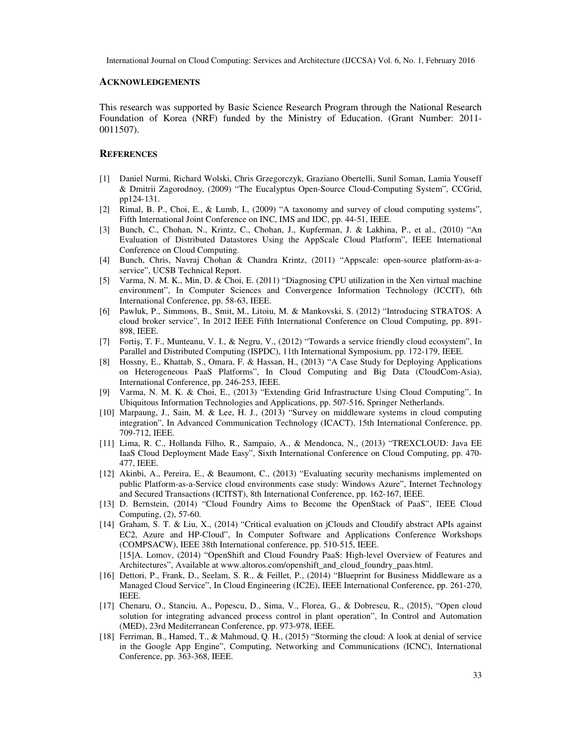## ACKNOWLEDGEMENTS

This research was supported by Basic Science Research Program through the National Research Foundation of Korea (NRF) funded by the Ministry of Education. (Grant Number: 2011-0011507).

## REFERENCES

[1] Daniel Nurmi, Richard Wolski, Chris Grzegorczyk, Graziano Obertelli, Sunil Soman, Lamia Youseff & Dmitrii Zagorodnoy, (2009) "The Eucalyptus Open-Source Cloud-Computing System", CCGrid, pp124-131.

[2] Rimal, B. P., Choi, E., & Lumb, I., (2009) "A taxonomy and survey of cloud computing systems", Fifth International Joint Conference on INC, IMS and IDC, pp. 44-51, IEEE.

[3] Bunch, C., Chohan, N., Krintz, C., Chohan, J., Kupferman, J. & Lakhina, P., et al., (2010) "An Evaluation of Distributed Datastores Using the AppScale Cloud Platform", IEEE International Conference on Cloud Computing.

[4] Bunch, Chris, Navraj Chohan & Chandra Krintz, (2011) "Appscale: open-source platform-as-a-service", UCSB Technical Report.

[5] Varma, N. M. K., Min, D. & Choi, E. (2011) "Diagnosing CPU utilization in the Xen virtual machine environment", In Computer Sciences and Convergence Information Technology (ICCIT), 6th International Conference, pp. 58-63, IEEE.

[6] Pawluk, P., Simmons, B., Smit, M., Litoiu, M. & Mankovski, S. (2012) "Introducing STRATOS: A cloud broker service", In 2012 IEEE Fifth International Conference on Cloud Computing, pp. 891-898, IEEE.

[7] Fortiş, T. F., Munteanu, V. I., & Negru, V., (2012) "Towards a service friendly cloud ecosystem", In Parallel and Distributed Computing (ISPDC), 11th International Symposium, pp. 172-179, IEEE.

[8] Hossny, E., Khattab, S., Omara, F. & Hassan, H., (2013) "A Case Study for Deploying Applications on Heterogeneous PaaS Platforms", In Cloud Computing and Big Data (CloudCom-Asia), International Conference, pp. 246-253, IEEE.

[9] Varma, N. M. K. & Choi, E., (2013) "Extending Grid Infrastructure Using Cloud Computing", In Ubiquitous Information Technologies and Applications, pp. 507-516, Springer Netherlands.

[10] Marpaung, J., Sain, M. & Lee, H. J., (2013) "Survey on middleware systems in cloud computing integration", In Advanced Communication Technology (ICACT), 15th International Conference, pp. 709-712, IEEE.

[11] Lima, R. C., Hollanda Filho, R., Sampaio, A., & Mendonca, N., (2013) "TREXCLOUD: Java EE IaaS Cloud Deployment Made Easy", Sixth International Conference on Cloud Computing, pp. 470-477, IEEE.

[12] Akinbi, A., Pereira, E., & Beaumont, C., (2013) "Evaluating security mechanisms implemented on public Platform-as-a-Service cloud environments case study: Windows Azure", Internet Technology and Secured Transactions (ICITST), 8th International Conference, pp. 162-167, IEEE.

[13] D. Bernstein, (2014) "Cloud Foundry Aims to Become the OpenStack of PaaS", IEEE Cloud Computing, (2), 57-60.

[14] Graham, S. T. & Liu, X., (2014) "Critical evaluation on jClouds and Cloudify abstract APIs against EC2, Azure and HP-Cloud", In Computer Software and Applications Conference Workshops (COMPSACW), IEEE 38th International conference, pp. 510-515, IEEE.

[15] A. Lomov, (2014) "OpenShift and Cloud Foundry PaaS: High-level Overview of Features and Architectures", Available at www.altoros.com/openshift_and_cloud_foundry_paas.html.

[16] Dettori, P., Frank, D., Seelam, S. R., & Feillet, P., (2014) "Blueprint for Business Middleware as a Managed Cloud Service", In Cloud Engineering (IC2E), IEEE International Conference, pp. 261-270, IEEE.

[17] Chenaru, O., Stanciu, A., Popescu, D., Sima, V., Florea, G., & Dobrescu, R., (2015), "Open cloud solution for integrating advanced process control in plant operation", In Control and Automation (MED), 23rd Mediterranean Conference, pp. 973-978, IEEE.

[18] Ferriman, B., Hamed, T., & Mahmoud, Q. H., (2015) "Storming the cloud: A look at denial of service in the Google App Engine", Computing, Networking and Communications (ICNC), International Conference, pp. 363-368, IEEE.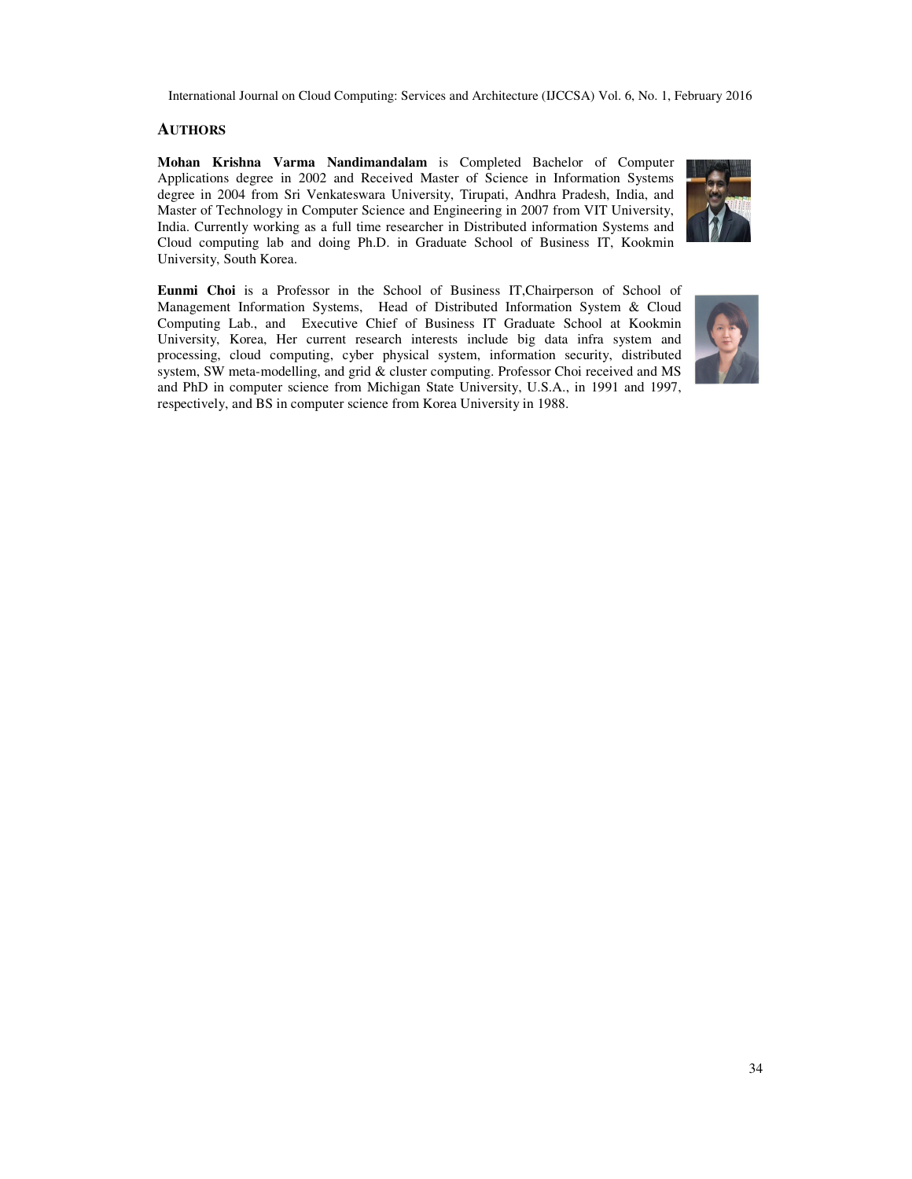## AUTHORS

**Mohan Krishna Varma Nandimandalam** is Completed Bachelor of Computer Applications degree in 2002 and Received Master of Science in Information Systems degree in 2004 from Sri Venkateswara University, Tirupati, Andhra Pradesh, India, and Master of Technology in Computer Science and Engineering in 2007 from VIT University, India. Currently working as a full time researcher in Distributed information Systems and Cloud computing lab and doing Ph.D. in Graduate School of Business IT, Kookmin University, South Korea.

**Eunmi Choi** is a Professor in the School of Business IT,Chairperson of School of Management Information Systems, Head of Distributed Information System & Cloud Computing Lab., and Executive Chief of Business IT Graduate School at Kookmin University, Korea, Her current research interests include big data infra system and processing, cloud computing, cyber physical system, information security, distributed system, SW meta-modelling, and grid & cluster computing. Professor Choi received and MS and PhD in computer science from Michigan State University, U.S.A., in 1991 and 1997, respectively, and BS in computer science from Korea University in 1988.